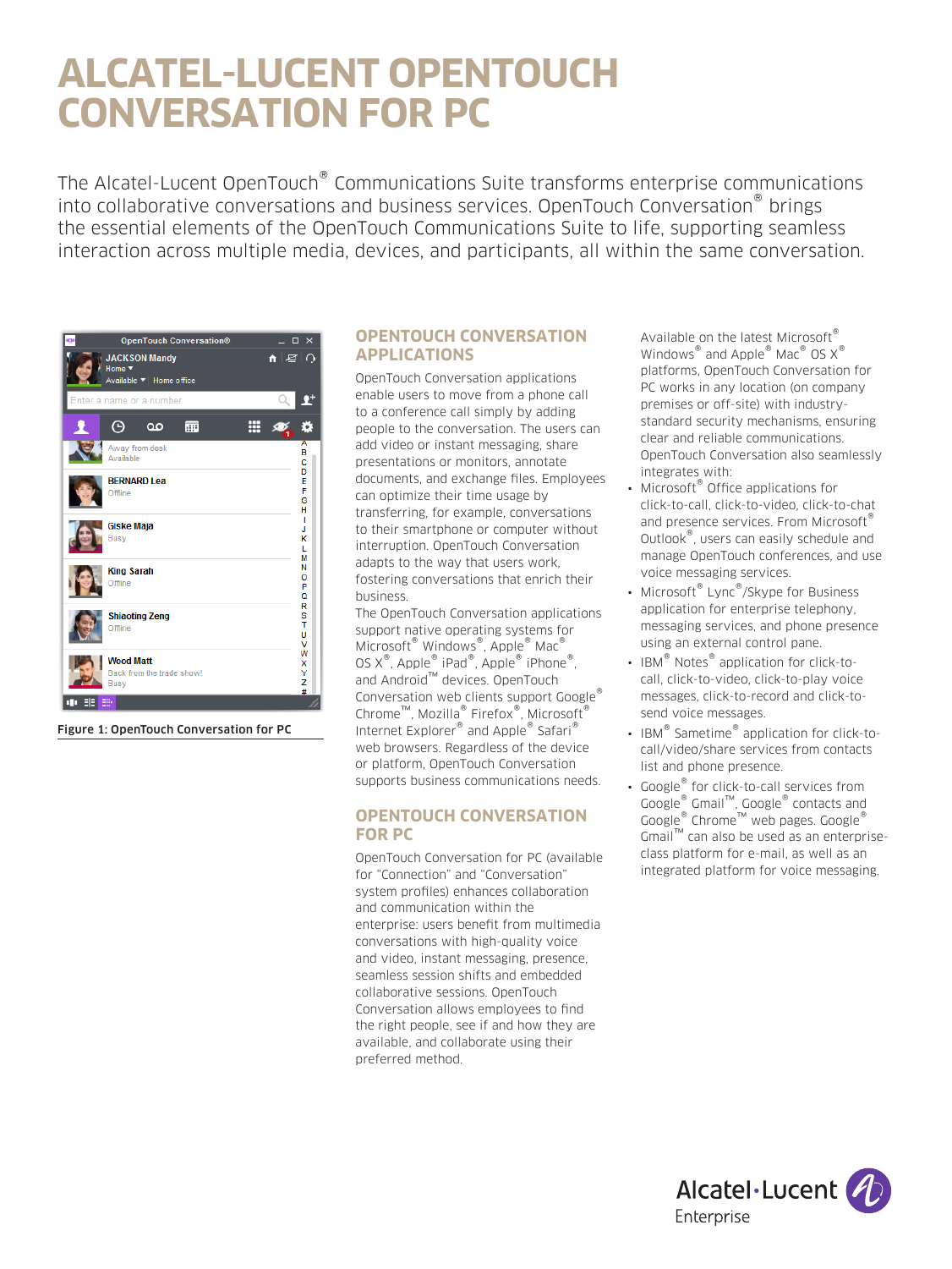# ALCATEL-LUCENT OPENTOUCH CONVERSATION FOR PC

The Alcatel-Lucent OpenTouch® Communications Suite transforms enterprise communications into collaborative conversations and business services. OpenTouch Conversation® brings the essential elements of the OpenTouch Communications Suite to life, supporting seamless interaction across multiple media, devices, and participants, all within the same conversation.

Figure 1: OpenTouch Conversation for PC

## OPENTOUCH CONVERSATION APPLICATIONS

OpenTouch Conversation applications enable users to move from a phone call to a conference call simply by adding people to the conversation. The users can add video or instant messaging, share presentations or monitors, annotate documents, and exchange files. Employees can optimize their time usage by transferring, for example, conversations to their smartphone or computer without interruption. OpenTouch Conversation adapts to the way that users work, fostering conversations that enrich their business.

The OpenTouch Conversation applications support native operating systems for Microsoft® Windows®, Apple® Mac® OS X®, Apple® iPad®, Apple® iPhone®, and Android™ devices. OpenTouch Conversation web clients support Google® Chrome™, Mozilla® Firefox®, Microsoft® Internet Explorer® and Apple® Safari® web browsers. Regardless of the device or platform, OpenTouch Conversation supports business communications needs.

## OPENTOUCH CONVERSATION FOR PC

OpenTouch Conversation for PC (available for "Connection" and "Conversation" system profiles) enhances collaboration and communication within the enterprise: users benefit from multimedia conversations with high-quality voice and video, instant messaging, presence, seamless session shifts and embedded collaborative sessions. OpenTouch Conversation allows employees to find the right people, see if and how they are available, and collaborate using their preferred method.

Available on the latest Microsoft® Windows® and Apple® Mac® OS X® platforms, OpenTouch Conversation for PC works in any location (on company premises or off-site) with industry-standard security mechanisms, ensuring clear and reliable communications. OpenTouch Conversation also seamlessly integrates with:

- Microsoft® Office applications for click-to-call, click-to-video, click-to-chat and presence services. From Microsoft® Outlook®, users can easily schedule and manage OpenTouch conferences, and use voice messaging services.
- Microsoft® Lync®/Skype for Business application for enterprise telephony, messaging services, and phone presence using an external control pane.
- IBM® Notes® application for click-to-call, click-to-video, click-to-play voice messages, click-to-record and click-to-send voice messages.
- IBM® Sametime® application for click-to-call/video/share services from contacts list and phone presence.
- Google® for click-to-call services from Google® Gmail™, Google® contacts and Google® Chrome™ web pages. Google® Gmail™ can also be used as an enterprise-class platform for e-mail, as well as an integrated platform for voice messaging.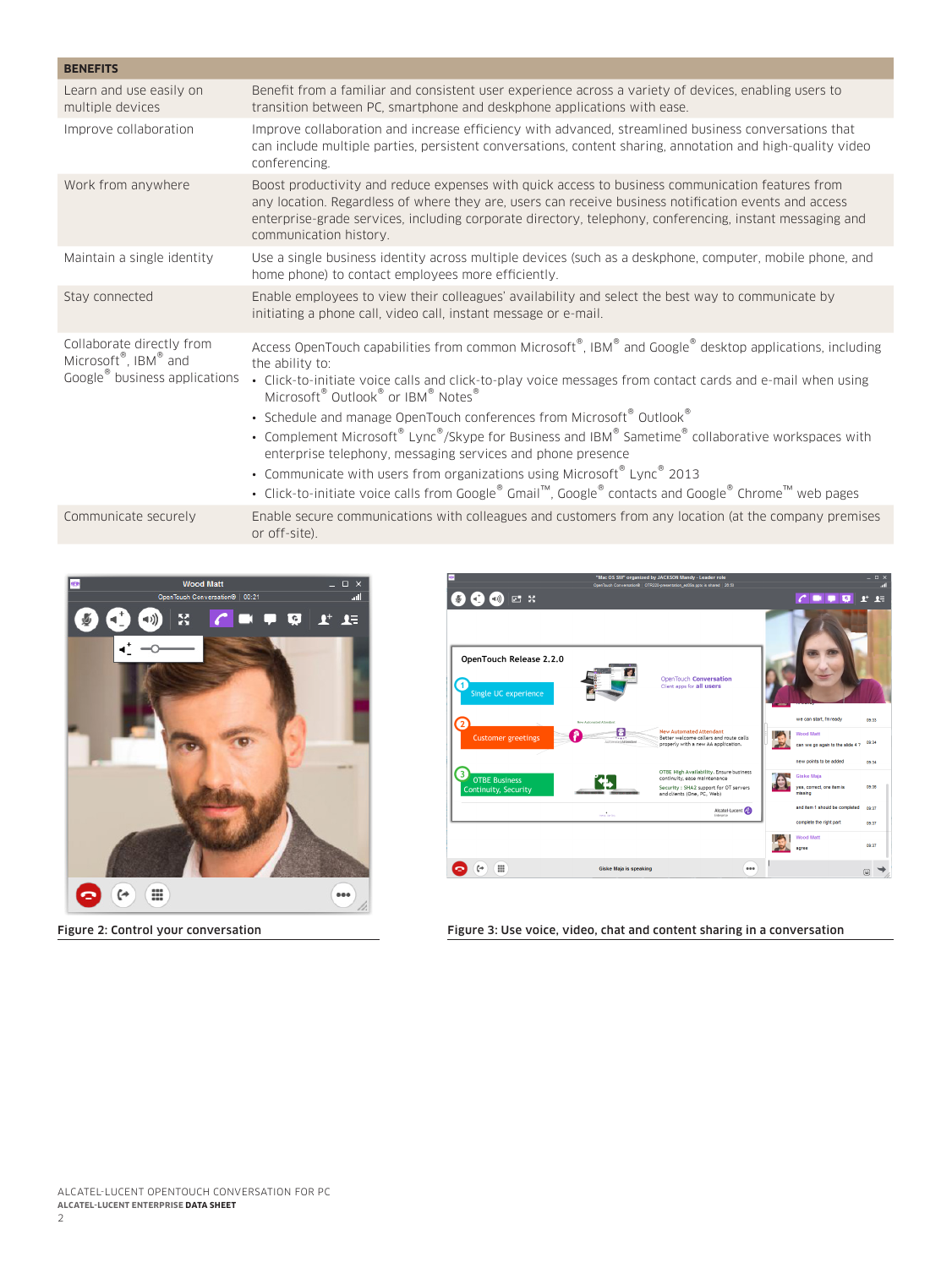| BENEFITS | |
|---|---|
| Learn and use easily on multiple devices | Benefit from a familiar and consistent user experience across a variety of devices, enabling users to transition between PC, smartphone and deskphone applications with ease. |
| Improve collaboration | Improve collaboration and increase efficiency with advanced, streamlined business conversations that can include multiple parties, persistent conversations, content sharing, annotation and high-quality video conferencing. |
| Work from anywhere | Boost productivity and reduce expenses with quick access to business communication features from any location. Regardless of where they are, users can receive business notification events and access enterprise-grade services, including corporate directory, telephony, conferencing, instant messaging and communication history. |
| Maintain a single identity | Use a single business identity across multiple devices (such as a deskphone, computer, mobile phone, and home phone) to contact employees more efficiently. |
| Stay connected | Enable employees to view their colleagues' availability and select the best way to communicate by initiating a phone call, video call, instant message or e-mail. |
| Collaborate directly from Microsoft®, IBM® and Google® business applications | Access OpenTouch capabilities from common Microsoft®, IBM® and Google® desktop applications, including the ability to:<br>• Click-to-initiate voice calls and click-to-play voice messages from contact cards and e-mail when using Microsoft® Outlook® or IBM® Notes®<br>• Schedule and manage OpenTouch conferences from Microsoft® Outlook®<br>• Complement Microsoft® Lync®/Skype for Business and IBM® Sametime® collaborative workspaces with enterprise telephony, messaging services and phone presence<br>• Communicate with users from organizations using Microsoft® Lync® 2013<br>• Click-to-initiate voice calls from Google® Gmail™, Google® contacts and Google® Chrome™ web pages |
| Communicate securely | Enable secure communications with colleagues and customers from any location (at the company premises or off-site). |

Figure 2: Control your conversation

Figure 3: Use voice, video, chat and content sharing in a conversation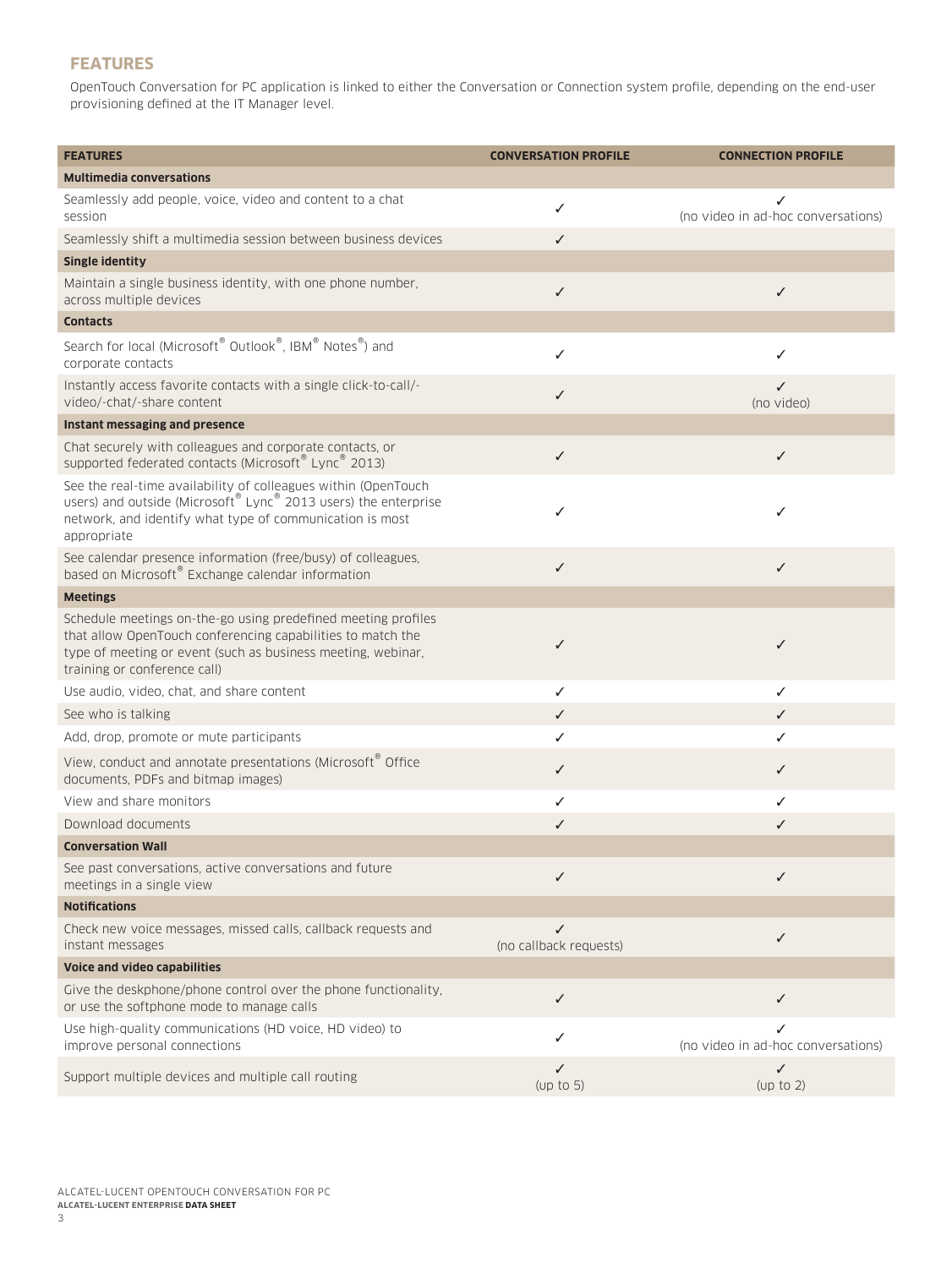## FEATURES

OpenTouch Conversation for PC application is linked to either the Conversation or Connection system profile, depending on the end-user provisioning defined at the IT Manager level.

| FEATURES | CONVERSATION PROFILE | CONNECTION PROFILE |
|---|---|---|
| **Multimedia conversations** | | |
| Seamlessly add people, voice, video and content to a chat session | ✓ | ✓ (no video in ad-hoc conversations) |
| Seamlessly shift a multimedia session between business devices | ✓ | |
| **Single identity** | | |
| Maintain a single business identity, with one phone number, across multiple devices | ✓ | ✓ |
| **Contacts** | | |
| Search for local (Microsoft® Outlook®, IBM® Notes®) and corporate contacts | ✓ | ✓ |
| Instantly access favorite contacts with a single click-to-call/-video/-chat/-share content | ✓ | ✓ (no video) |
| **Instant messaging and presence** | | |
| Chat securely with colleagues and corporate contacts, or supported federated contacts (Microsoft® Lync® 2013) | ✓ | ✓ |
| See the real-time availability of colleagues within (OpenTouch users) and outside (Microsoft® Lync® 2013 users) the enterprise network, and identify what type of communication is most appropriate | ✓ | ✓ |
| See calendar presence information (free/busy) of colleagues, based on Microsoft® Exchange calendar information | ✓ | ✓ |
| **Meetings** | | |
| Schedule meetings on-the-go using predefined meeting profiles that allow OpenTouch conferencing capabilities to match the type of meeting or event (such as business meeting, webinar, training or conference call) | ✓ | ✓ |
| Use audio, video, chat, and share content | ✓ | ✓ |
| See who is talking | ✓ | ✓ |
| Add, drop, promote or mute participants | ✓ | ✓ |
| View, conduct and annotate presentations (Microsoft® Office documents, PDFs and bitmap images) | ✓ | ✓ |
| View and share monitors | ✓ | ✓ |
| Download documents | ✓ | ✓ |
| **Conversation Wall** | | |
| See past conversations, active conversations and future meetings in a single view | ✓ | ✓ |
| **Notifications** | | |
| Check new voice messages, missed calls, callback requests and instant messages | ✓ (no callback requests) | ✓ |
| **Voice and video capabilities** | | |
| Give the deskphone/phone control over the phone functionality, or use the softphone mode to manage calls | ✓ | ✓ |
| Use high-quality communications (HD voice, HD video) to improve personal connections | ✓ | ✓ (no video in ad-hoc conversations) |
| Support multiple devices and multiple call routing | ✓ (up to 5) | ✓ (up to 2) |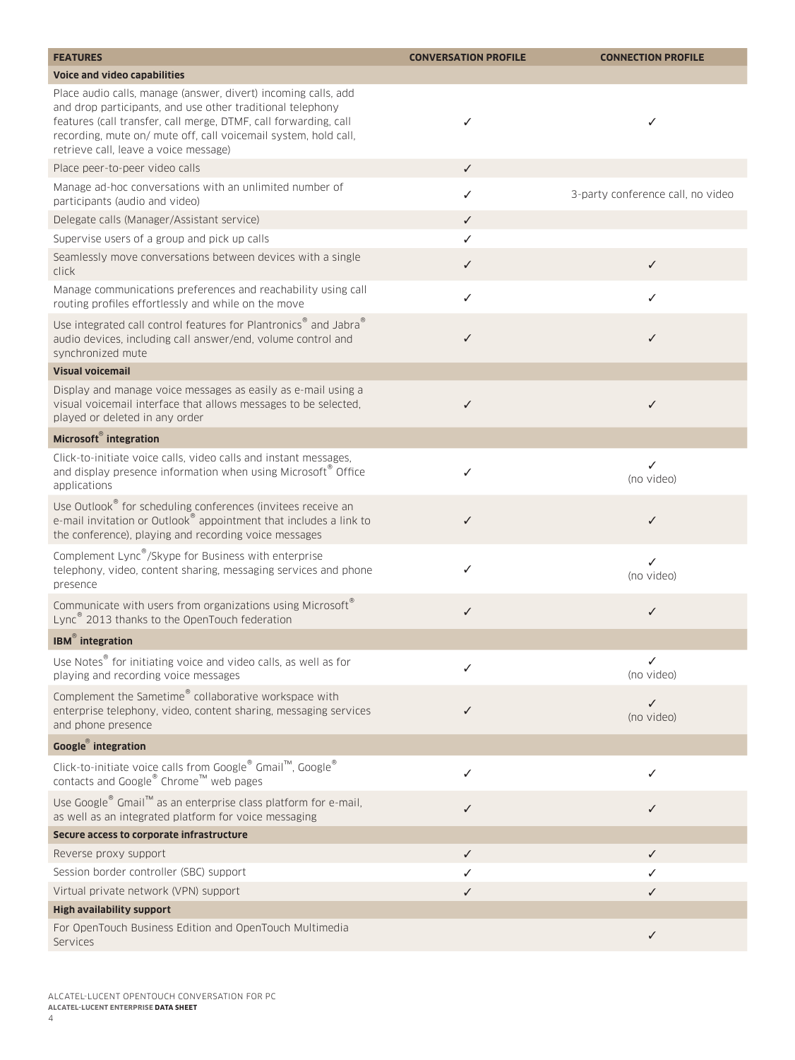| FEATURES | CONVERSATION PROFILE | CONNECTION PROFILE |
|---|---|---|
| **Voice and video capabilities** | | |
| Place audio calls, manage (answer, divert) incoming calls, add and drop participants, and use other traditional telephony features (call transfer, call merge, DTMF, call forwarding, call recording, mute on/ mute off, call voicemail system, hold call, retrieve call, leave a voice message) | ✓ | ✓ |
| Place peer-to-peer video calls | ✓ | |
| Manage ad-hoc conversations with an unlimited number of participants (audio and video) | ✓ | 3-party conference call, no video |
| Delegate calls (Manager/Assistant service) | ✓ | |
| Supervise users of a group and pick up calls | ✓ | |
| Seamlessly move conversations between devices with a single click | ✓ | ✓ |
| Manage communications preferences and reachability using call routing profiles effortlessly and while on the move | ✓ | ✓ |
| Use integrated call control features for Plantronics® and Jabra® audio devices, including call answer/end, volume control and synchronized mute | ✓ | ✓ |
| **Visual voicemail** | | |
| Display and manage voice messages as easily as e-mail using a visual voicemail interface that allows messages to be selected, played or deleted in any order | ✓ | ✓ |
| **Microsoft® integration** | | |
| Click-to-initiate voice calls, video calls and instant messages, and display presence information when using Microsoft® Office applications | ✓ | ✓ (no video) |
| Use Outlook® for scheduling conferences (invitees receive an e-mail invitation or Outlook® appointment that includes a link to the conference), playing and recording voice messages | ✓ | ✓ |
| Complement Lync®/Skype for Business with enterprise telephony, video, content sharing, messaging services and phone presence | ✓ | ✓ (no video) |
| Communicate with users from organizations using Microsoft® Lync® 2013 thanks to the OpenTouch federation | ✓ | ✓ |
| **IBM® integration** | | |
| Use Notes® for initiating voice and video calls, as well as for playing and recording voice messages | ✓ | ✓ (no video) |
| Complement the Sametime® collaborative workspace with enterprise telephony, video, content sharing, messaging services and phone presence | ✓ | ✓ (no video) |
| **Google® integration** | | |
| Click-to-initiate voice calls from Google® Gmail™, Google® contacts and Google® Chrome™ web pages | ✓ | ✓ |
| Use Google® Gmail™ as an enterprise class platform for e-mail, as well as an integrated platform for voice messaging | ✓ | ✓ |
| **Secure access to corporate infrastructure** | | |
| Reverse proxy support | ✓ | ✓ |
| Session border controller (SBC) support | ✓ | ✓ |
| Virtual private network (VPN) support | ✓ | ✓ |
| **High availability support** | | |
| For OpenTouch Business Edition and OpenTouch Multimedia Services | | ✓ |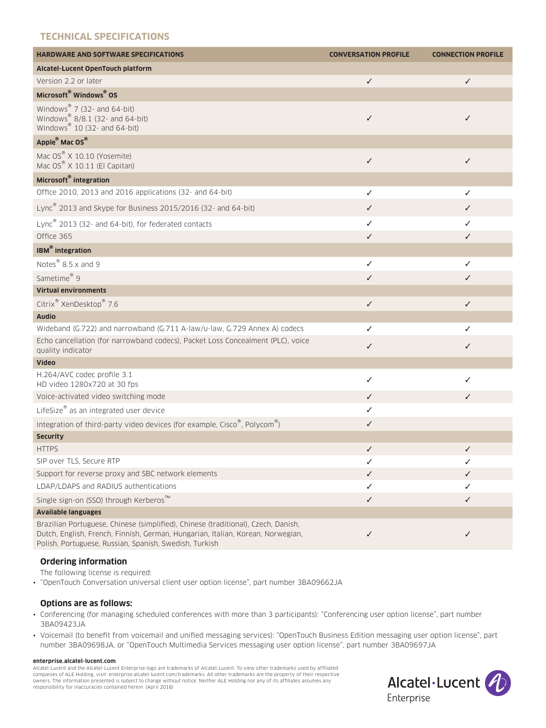## TECHNICAL SPECIFICATIONS

| HARDWARE AND SOFTWARE SPECIFICATIONS | CONVERSATION PROFILE | CONNECTION PROFILE |
|---|---|---|
| **Alcatel-Lucent OpenTouch platform** | | |
| Version 2.2 or later | ✓ | ✓ |
| **Microsoft® Windows® OS** | | |
| Windows® 7 (32- and 64-bit)<br>Windows® 8/8.1 (32- and 64-bit)<br>Windows® 10 (32- and 64-bit) | ✓ | ✓ |
| **Apple® Mac OS®** | | |
| Mac OS® X 10.10 (Yosemite)<br>Mac OS® X 10.11 (El Capitan) | ✓ | ✓ |
| **Microsoft® integration** | | |
| Office 2010, 2013 and 2016 applications (32- and 64-bit) | ✓ | ✓ |
| Lync® 2013 and Skype for Business 2015/2016 (32- and 64-bit) | ✓ | ✓ |
| Lync® 2013 (32- and 64-bit), for federated contacts | ✓ | ✓ |
| Office 365 | ✓ | ✓ |
| **IBM® integration** | | |
| Notes® 8.5.x and 9 | ✓ | ✓ |
| Sametime® 9 | ✓ | ✓ |
| **Virtual environments** | | |
| Citrix® XenDesktop® 7.6 | ✓ | ✓ |
| **Audio** | | |
| Wideband (G.722) and narrowband (G.711 A-law/u-law, G.729 Annex A) codecs | ✓ | ✓ |
| Echo cancellation (for narrowband codecs), Packet Loss Concealment (PLC), voice quality indicator | ✓ | ✓ |
| **Video** | | |
| H.264/AVC codec profile 3.1<br>HD video 1280x720 at 30 fps | ✓ | ✓ |
| Voice-activated video switching mode | ✓ | ✓ |
| LifeSize® as an integrated user device | ✓ | |
| Integration of third-party video devices (for example, Cisco®, Polycom®) | ✓ | |
| **Security** | | |
| HTTPS | ✓ | ✓ |
| SIP over TLS, Secure RTP | ✓ | ✓ |
| Support for reverse proxy and SBC network elements | ✓ | ✓ |
| LDAP/LDAPS and RADIUS authentications | ✓ | ✓ |
| Single sign-on (SSO) through Kerberos™ | ✓ | ✓ |
| **Available languages** | | |
| Brazilian Portuguese, Chinese (simplified), Chinese (traditional), Czech, Danish, Dutch, English, French, Finnish, German, Hungarian, Italian, Korean, Norwegian, Polish, Portuguese, Russian, Spanish, Swedish, Turkish | ✓ | ✓ |

### Ordering information

The following license is required:

- "OpenTouch Conversation universal client user option license", part number 3BA09662JA

### Options are as follows:

- Conferencing (for managing scheduled conferences with more than 3 participants): "Conferencing user option license", part number 3BA09423JA
- Voicemail (to benefit from voicemail and unified messaging services): "OpenTouch Business Edition messaging user option license", part number 3BA09698JA, or "OpenTouch Multimedia Services messaging user option license", part number 3BA09697JA

**enterprise.alcatel-lucent.com**

Alcatel-Lucent and the Alcatel-Lucent Enterprise logo are trademarks of Alcatel-Lucent. To view other trademarks used by affiliated companies of ALE Holding, visit: enterprise.alcatel-lucent.com/trademarks. All other trademarks are the property of their respective owners. The information presented is subject to change without notice. Neither ALE Holding nor any of its affiliates assumes any responsibility for inaccuracies contained herein. (April 2016)

Alcatel·Lucent Enterprise